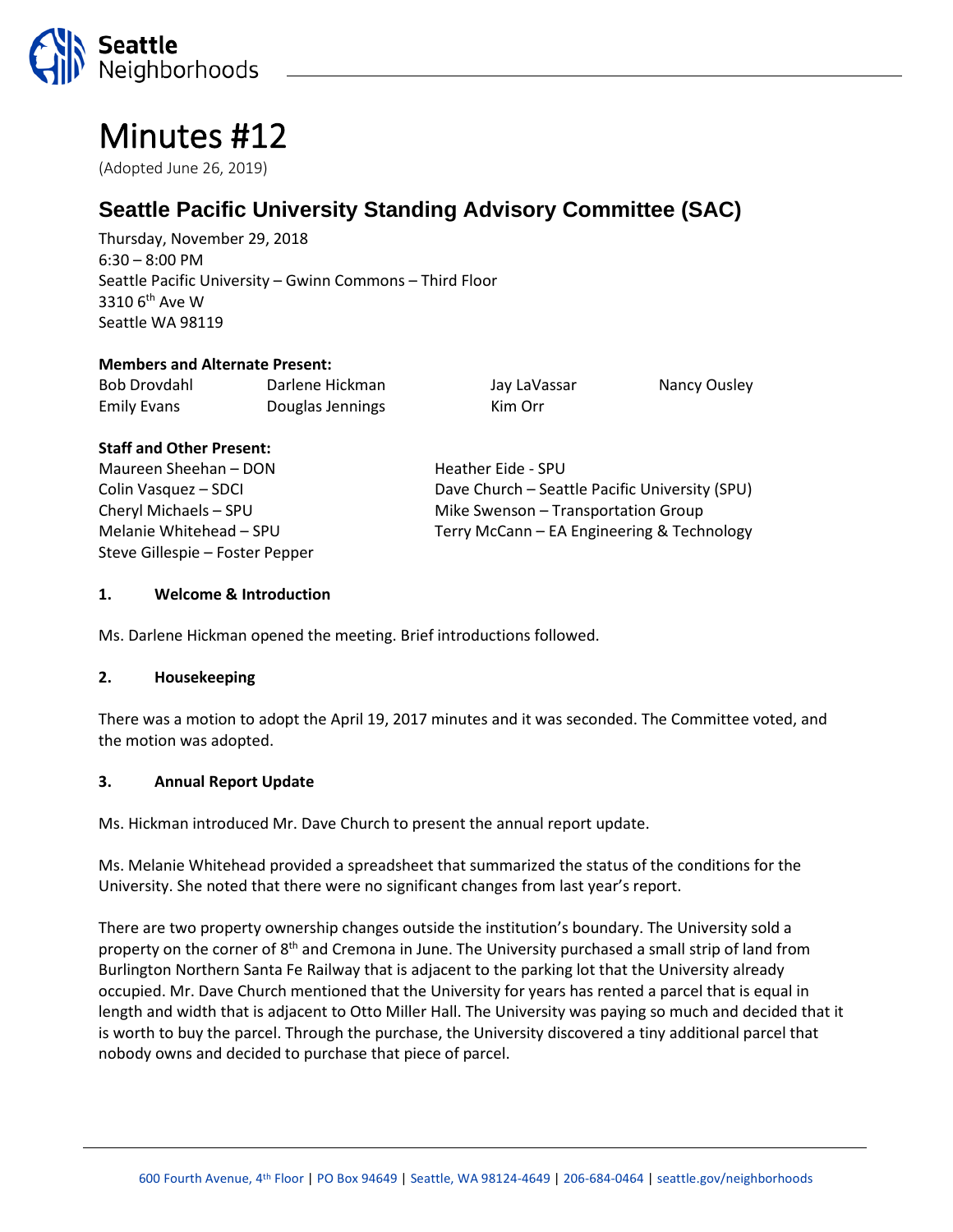# Minutes #12

(Adopted June 26, 2019)

## Seattle Pacific University Standing Advisory Committee (SAC)

Thursday, November 29, 2018
6:30 – 8:00 PM
Seattle Pacific University – Gwinn Commons – Third Floor
3310 6th Ave W
Seattle WA 98119

**Members and Alternate Present:**

| | | | |
|---|---|---|---|
| Bob Drovdahl | Darlene Hickman | Jay LaVassar | Nancy Ousley |
| Emily Evans | Douglas Jennings | Kim Orr | |

**Staff and Other Present:**

| | |
|---|---|
| Maureen Sheehan – DON | Heather Eide - SPU |
| Colin Vasquez – SDCI | Dave Church – Seattle Pacific University (SPU) |
| Cheryl Michaels – SPU | Mike Swenson – Transportation Group |
| Melanie Whitehead – SPU | Terry McCann – EA Engineering & Technology |
| Steve Gillespie – Foster Pepper | |

### 1. Welcome & Introduction

Ms. Darlene Hickman opened the meeting. Brief introductions followed.

### 2. Housekeeping

There was a motion to adopt the April 19, 2017 minutes and it was seconded. The Committee voted, and the motion was adopted.

### 3. Annual Report Update

Ms. Hickman introduced Mr. Dave Church to present the annual report update.

Ms. Melanie Whitehead provided a spreadsheet that summarized the status of the conditions for the University. She noted that there were no significant changes from last year's report.

There are two property ownership changes outside the institution's boundary. The University sold a property on the corner of 8th and Cremona in June. The University purchased a small strip of land from Burlington Northern Santa Fe Railway that is adjacent to the parking lot that the University already occupied. Mr. Dave Church mentioned that the University for years has rented a parcel that is equal in length and width that is adjacent to Otto Miller Hall. The University was paying so much and decided that it is worth to buy the parcel. Through the purchase, the University discovered a tiny additional parcel that nobody owns and decided to purchase that piece of parcel.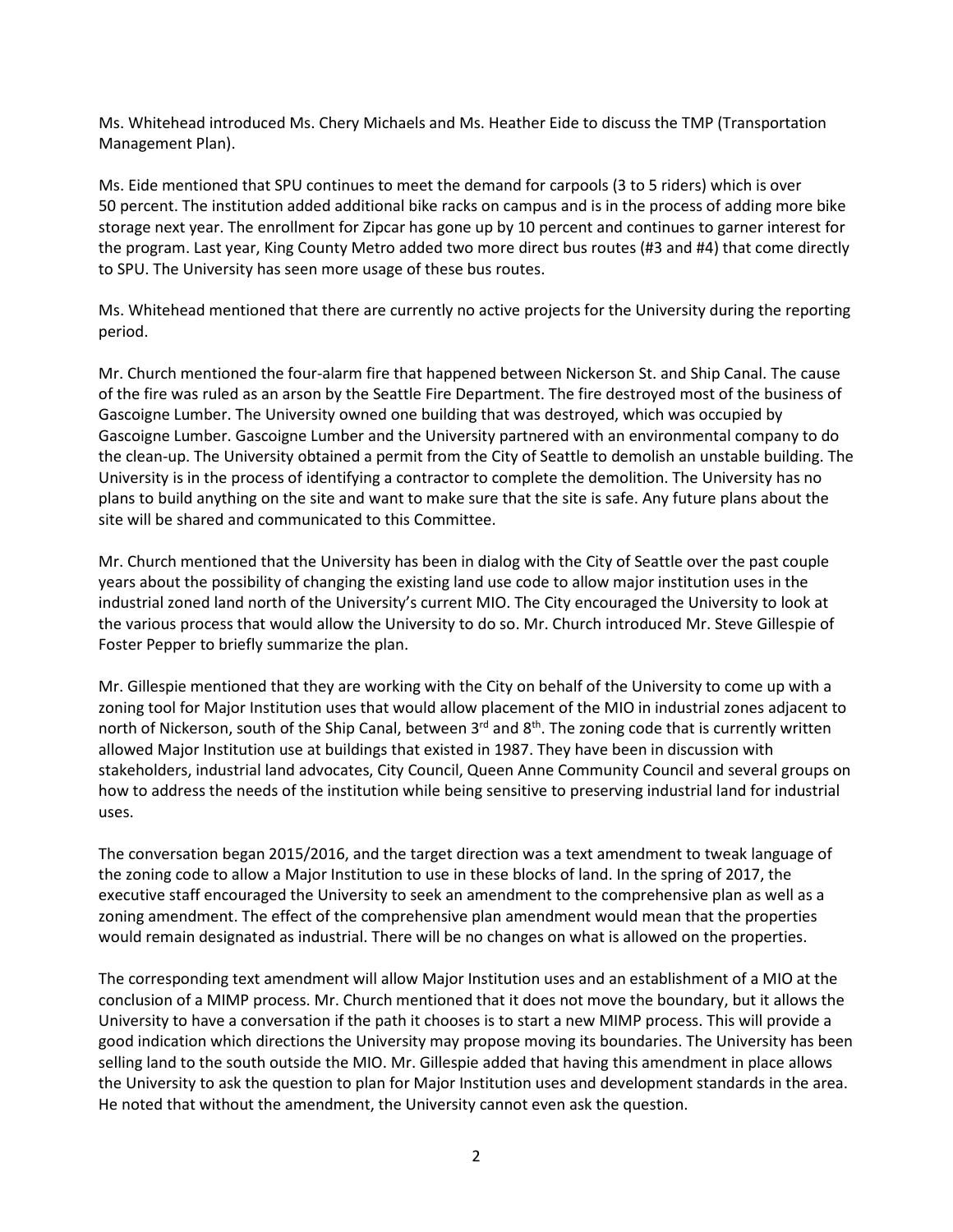Ms. Whitehead introduced Ms. Chery Michaels and Ms. Heather Eide to discuss the TMP (Transportation Management Plan).

Ms. Eide mentioned that SPU continues to meet the demand for carpools (3 to 5 riders) which is over 50 percent. The institution added additional bike racks on campus and is in the process of adding more bike storage next year. The enrollment for Zipcar has gone up by 10 percent and continues to garner interest for the program. Last year, King County Metro added two more direct bus routes (#3 and #4) that come directly to SPU. The University has seen more usage of these bus routes.

Ms. Whitehead mentioned that there are currently no active projects for the University during the reporting period.

Mr. Church mentioned the four-alarm fire that happened between Nickerson St. and Ship Canal. The cause of the fire was ruled as an arson by the Seattle Fire Department. The fire destroyed most of the business of Gascoigne Lumber. The University owned one building that was destroyed, which was occupied by Gascoigne Lumber. Gascoigne Lumber and the University partnered with an environmental company to do the clean-up. The University obtained a permit from the City of Seattle to demolish an unstable building. The University is in the process of identifying a contractor to complete the demolition. The University has no plans to build anything on the site and want to make sure that the site is safe. Any future plans about the site will be shared and communicated to this Committee.

Mr. Church mentioned that the University has been in dialog with the City of Seattle over the past couple years about the possibility of changing the existing land use code to allow major institution uses in the industrial zoned land north of the University's current MIO. The City encouraged the University to look at the various process that would allow the University to do so. Mr. Church introduced Mr. Steve Gillespie of Foster Pepper to briefly summarize the plan.

Mr. Gillespie mentioned that they are working with the City on behalf of the University to come up with a zoning tool for Major Institution uses that would allow placement of the MIO in industrial zones adjacent to north of Nickerson, south of the Ship Canal, between 3rd and 8th. The zoning code that is currently written allowed Major Institution use at buildings that existed in 1987. They have been in discussion with stakeholders, industrial land advocates, City Council, Queen Anne Community Council and several groups on how to address the needs of the institution while being sensitive to preserving industrial land for industrial uses.

The conversation began 2015/2016, and the target direction was a text amendment to tweak language of the zoning code to allow a Major Institution to use in these blocks of land. In the spring of 2017, the executive staff encouraged the University to seek an amendment to the comprehensive plan as well as a zoning amendment. The effect of the comprehensive plan amendment would mean that the properties would remain designated as industrial. There will be no changes on what is allowed on the properties.

The corresponding text amendment will allow Major Institution uses and an establishment of a MIO at the conclusion of a MIMP process. Mr. Church mentioned that it does not move the boundary, but it allows the University to have a conversation if the path it chooses is to start a new MIMP process. This will provide a good indication which directions the University may propose moving its boundaries. The University has been selling land to the south outside the MIO. Mr. Gillespie added that having this amendment in place allows the University to ask the question to plan for Major Institution uses and development standards in the area. He noted that without the amendment, the University cannot even ask the question.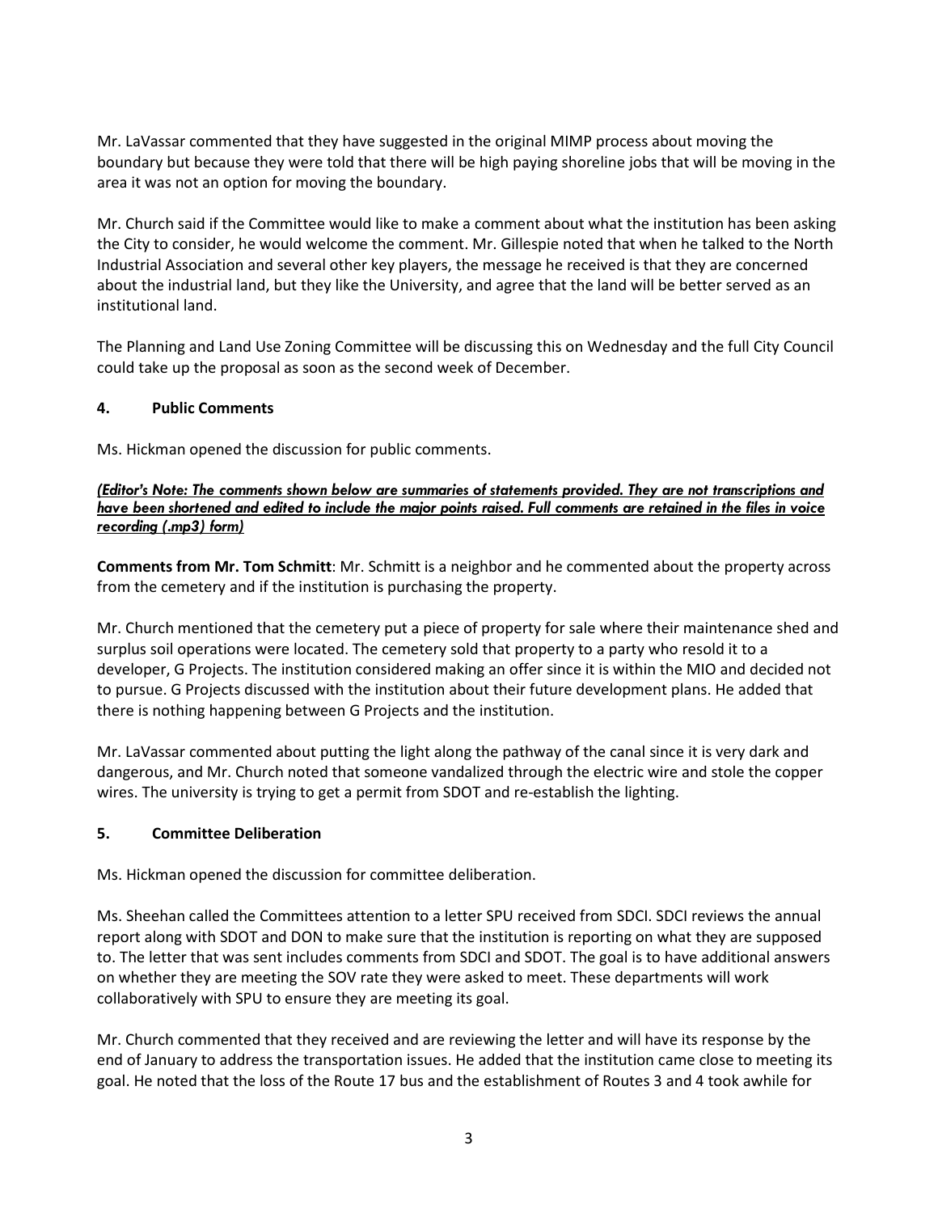Mr. LaVassar commented that they have suggested in the original MIMP process about moving the boundary but because they were told that there will be high paying shoreline jobs that will be moving in the area it was not an option for moving the boundary.

Mr. Church said if the Committee would like to make a comment about what the institution has been asking the City to consider, he would welcome the comment. Mr. Gillespie noted that when he talked to the North Industrial Association and several other key players, the message he received is that they are concerned about the industrial land, but they like the University, and agree that the land will be better served as an institutional land.

The Planning and Land Use Zoning Committee will be discussing this on Wednesday and the full City Council could take up the proposal as soon as the second week of December.

## 4. Public Comments

Ms. Hickman opened the discussion for public comments.

***<u>(Editor's Note: The comments shown below are summaries of statements provided. They are not transcriptions and have been shortened and edited to include the major points raised. Full comments are retained in the files in voice recording (.mp3) form)</u>***

**Comments from Mr. Tom Schmitt**: Mr. Schmitt is a neighbor and he commented about the property across from the cemetery and if the institution is purchasing the property.

Mr. Church mentioned that the cemetery put a piece of property for sale where their maintenance shed and surplus soil operations were located. The cemetery sold that property to a party who resold it to a developer, G Projects. The institution considered making an offer since it is within the MIO and decided not to pursue. G Projects discussed with the institution about their future development plans. He added that there is nothing happening between G Projects and the institution.

Mr. LaVassar commented about putting the light along the pathway of the canal since it is very dark and dangerous, and Mr. Church noted that someone vandalized through the electric wire and stole the copper wires. The university is trying to get a permit from SDOT and re-establish the lighting.

## 5. Committee Deliberation

Ms. Hickman opened the discussion for committee deliberation.

Ms. Sheehan called the Committees attention to a letter SPU received from SDCI. SDCI reviews the annual report along with SDOT and DON to make sure that the institution is reporting on what they are supposed to. The letter that was sent includes comments from SDCI and SDOT. The goal is to have additional answers on whether they are meeting the SOV rate they were asked to meet. These departments will work collaboratively with SPU to ensure they are meeting its goal.

Mr. Church commented that they received and are reviewing the letter and will have its response by the end of January to address the transportation issues. He added that the institution came close to meeting its goal. He noted that the loss of the Route 17 bus and the establishment of Routes 3 and 4 took awhile for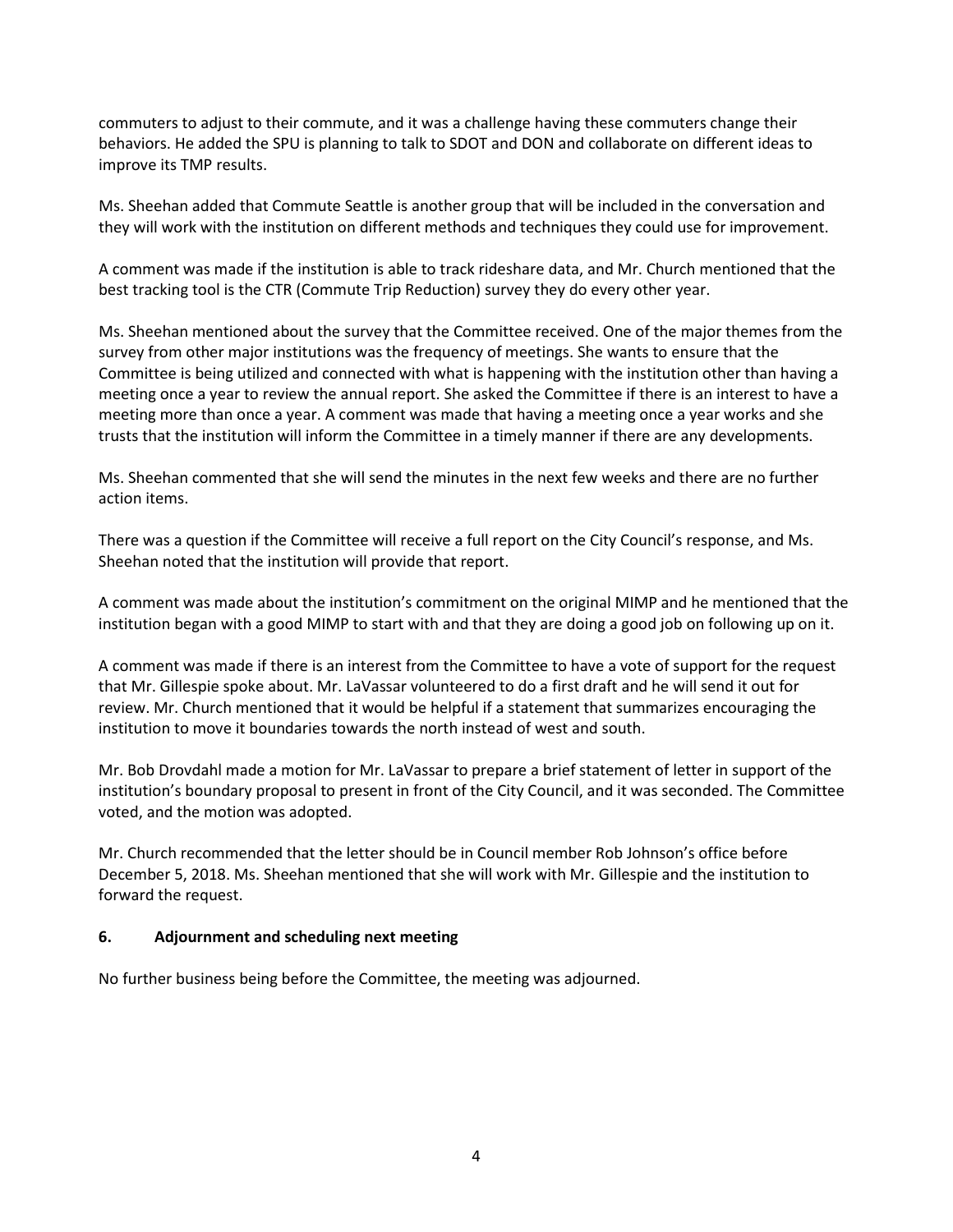commuters to adjust to their commute, and it was a challenge having these commuters change their behaviors. He added the SPU is planning to talk to SDOT and DON and collaborate on different ideas to improve its TMP results.

Ms. Sheehan added that Commute Seattle is another group that will be included in the conversation and they will work with the institution on different methods and techniques they could use for improvement.

A comment was made if the institution is able to track rideshare data, and Mr. Church mentioned that the best tracking tool is the CTR (Commute Trip Reduction) survey they do every other year.

Ms. Sheehan mentioned about the survey that the Committee received. One of the major themes from the survey from other major institutions was the frequency of meetings. She wants to ensure that the Committee is being utilized and connected with what is happening with the institution other than having a meeting once a year to review the annual report. She asked the Committee if there is an interest to have a meeting more than once a year. A comment was made that having a meeting once a year works and she trusts that the institution will inform the Committee in a timely manner if there are any developments.

Ms. Sheehan commented that she will send the minutes in the next few weeks and there are no further action items.

There was a question if the Committee will receive a full report on the City Council's response, and Ms. Sheehan noted that the institution will provide that report.

A comment was made about the institution's commitment on the original MIMP and he mentioned that the institution began with a good MIMP to start with and that they are doing a good job on following up on it.

A comment was made if there is an interest from the Committee to have a vote of support for the request that Mr. Gillespie spoke about. Mr. LaVassar volunteered to do a first draft and he will send it out for review. Mr. Church mentioned that it would be helpful if a statement that summarizes encouraging the institution to move it boundaries towards the north instead of west and south.

Mr. Bob Drovdahl made a motion for Mr. LaVassar to prepare a brief statement of letter in support of the institution's boundary proposal to present in front of the City Council, and it was seconded. The Committee voted, and the motion was adopted.

Mr. Church recommended that the letter should be in Council member Rob Johnson's office before December 5, 2018. Ms. Sheehan mentioned that she will work with Mr. Gillespie and the institution to forward the request.

### 6. Adjournment and scheduling next meeting

No further business being before the Committee, the meeting was adjourned.